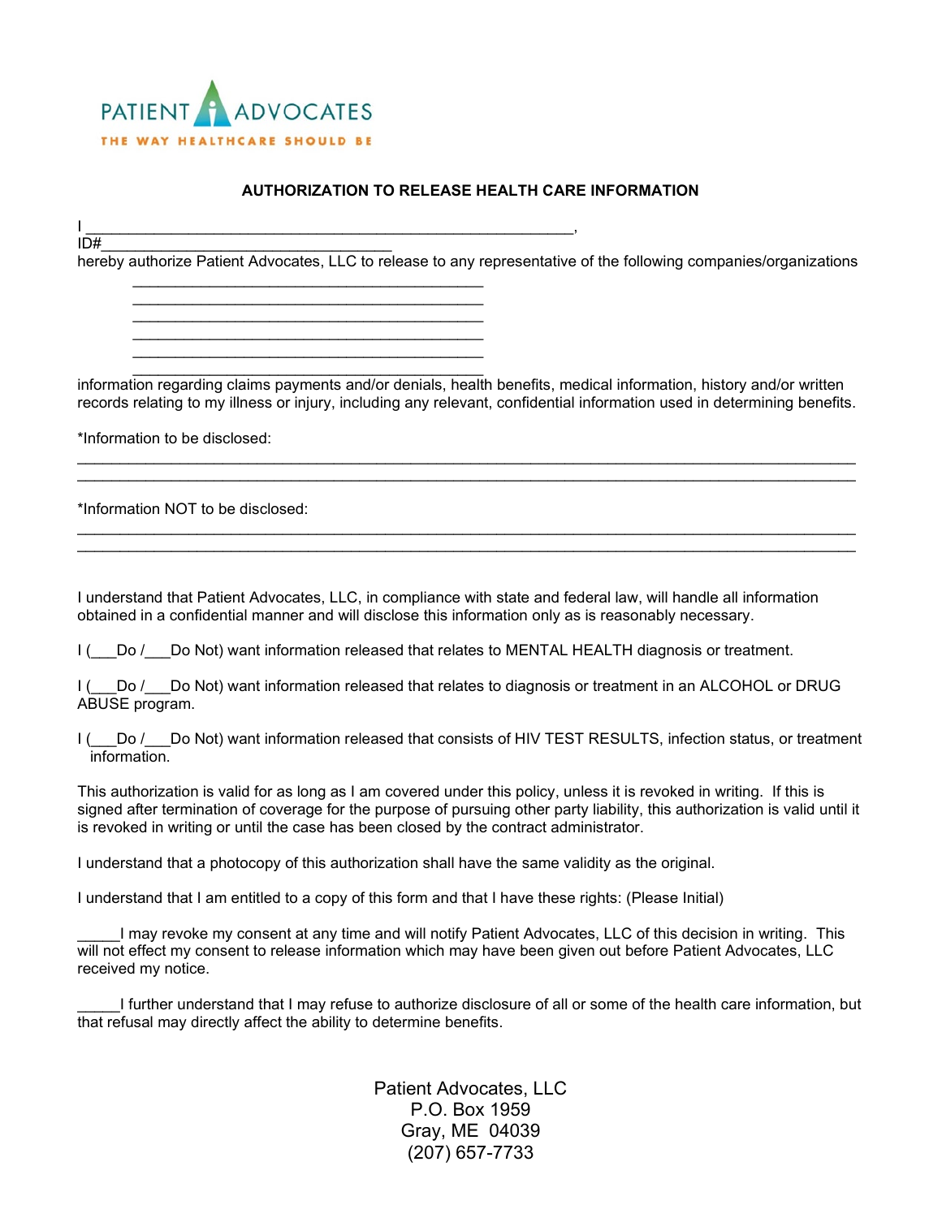PATIENT ADVOCATES

THE WAY HEALTHCARE SHOULD BE

## AUTHORIZATION TO RELEASE HEALTH CARE INFORMATION

I ___________________________________________________________,
ID#__________________________________
hereby authorize Patient Advocates, LLC to release to any representative of the following companies/organizations

___________________________________________
___________________________________________
___________________________________________
___________________________________________
___________________________________________
___________________________________________

information regarding claims payments and/or denials, health benefits, medical information, history and/or written records relating to my illness or injury, including any relevant, confidential information used in determining benefits.

*Information to be disclosed:
_______________________________________________________________________________________________
_______________________________________________________________________________________________

*Information NOT to be disclosed:
_______________________________________________________________________________________________
_______________________________________________________________________________________________

I understand that Patient Advocates, LLC, in compliance with state and federal law, will handle all information obtained in a confidential manner and will disclose this information only as is reasonably necessary.

I (___Do /___Do Not) want information released that relates to MENTAL HEALTH diagnosis or treatment.

I (___Do /___Do Not) want information released that relates to diagnosis or treatment in an ALCOHOL or DRUG ABUSE program.

I (___Do /___Do Not) want information released that consists of HIV TEST RESULTS, infection status, or treatment information.

This authorization is valid for as long as I am covered under this policy, unless it is revoked in writing. If this is signed after termination of coverage for the purpose of pursuing other party liability, this authorization is valid until it is revoked in writing or until the case has been closed by the contract administrator.

I understand that a photocopy of this authorization shall have the same validity as the original.

I understand that I am entitled to a copy of this form and that I have these rights: (Please Initial)

_____I may revoke my consent at any time and will notify Patient Advocates, LLC of this decision in writing. This will not effect my consent to release information which may have been given out before Patient Advocates, LLC received my notice.

_____I further understand that I may refuse to authorize disclosure of all or some of the health care information, but that refusal may directly affect the ability to determine benefits.

Patient Advocates, LLC
P.O. Box 1959
Gray, ME 04039
(207) 657-7733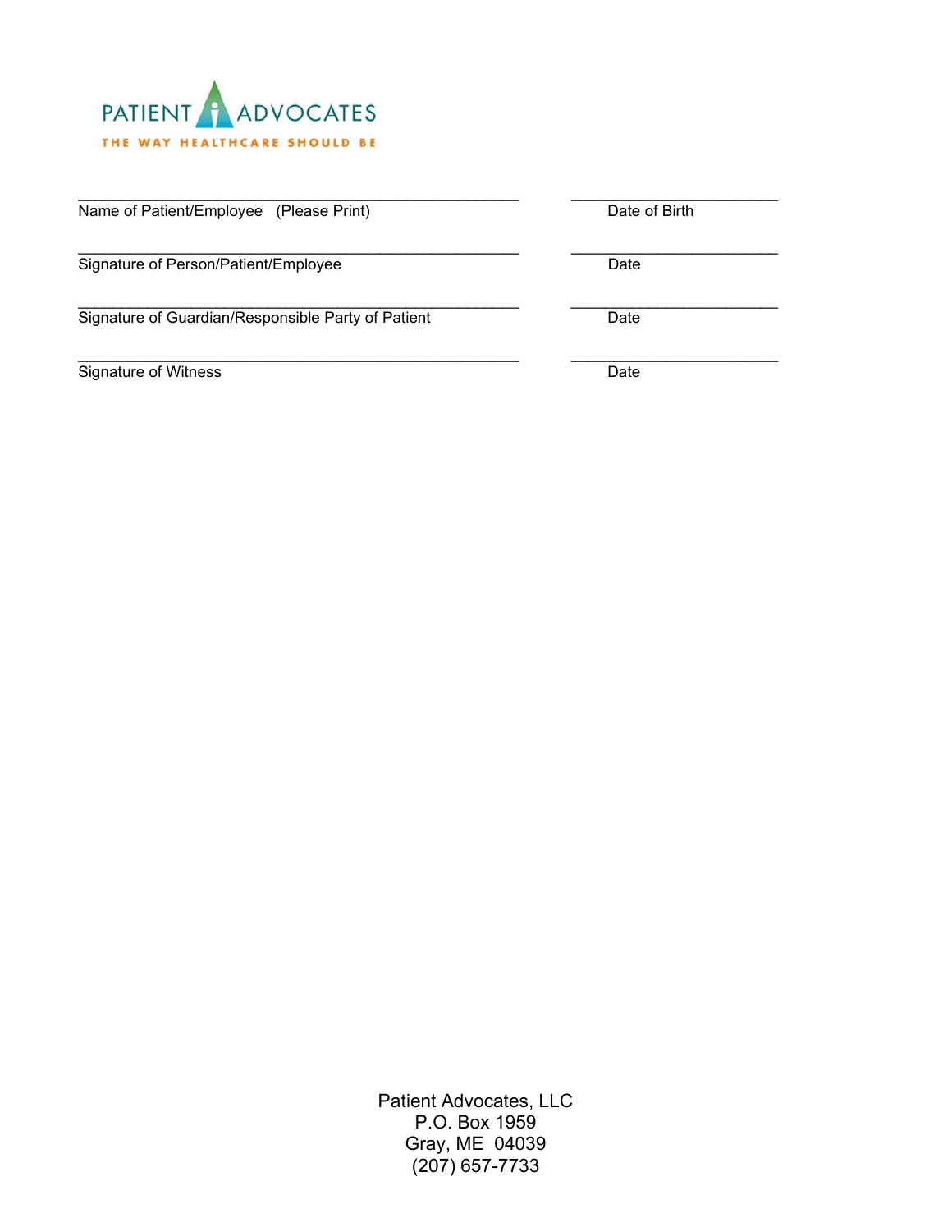PATIENT ADVOCATES

THE WAY HEALTHCARE SHOULD BE

| | |
|---|---|
| \_\_\_\_\_\_\_\_\_\_\_\_\_\_\_\_\_\_\_\_\_\_\_\_\_\_\_\_\_\_\_\_\_\_\_\_\_\_\_\_\_\_\_\_\_ | \_\_\_\_\_\_\_\_\_\_\_\_\_\_\_\_\_\_\_\_\_\_ |
| Name of Patient/Employee (Please Print) | Date of Birth |
| \_\_\_\_\_\_\_\_\_\_\_\_\_\_\_\_\_\_\_\_\_\_\_\_\_\_\_\_\_\_\_\_\_\_\_\_\_\_\_\_\_\_\_\_\_ | \_\_\_\_\_\_\_\_\_\_\_\_\_\_\_\_\_\_\_\_\_\_ |
| Signature of Person/Patient/Employee | Date |
| \_\_\_\_\_\_\_\_\_\_\_\_\_\_\_\_\_\_\_\_\_\_\_\_\_\_\_\_\_\_\_\_\_\_\_\_\_\_\_\_\_\_\_\_\_ | \_\_\_\_\_\_\_\_\_\_\_\_\_\_\_\_\_\_\_\_\_\_ |
| Signature of Guardian/Responsible Party of Patient | Date |
| \_\_\_\_\_\_\_\_\_\_\_\_\_\_\_\_\_\_\_\_\_\_\_\_\_\_\_\_\_\_\_\_\_\_\_\_\_\_\_\_\_\_\_\_\_ | \_\_\_\_\_\_\_\_\_\_\_\_\_\_\_\_\_\_\_\_\_\_ |
| Signature of Witness | Date |

Patient Advocates, LLC
P.O. Box 1959
Gray, ME 04039
(207) 657-7733